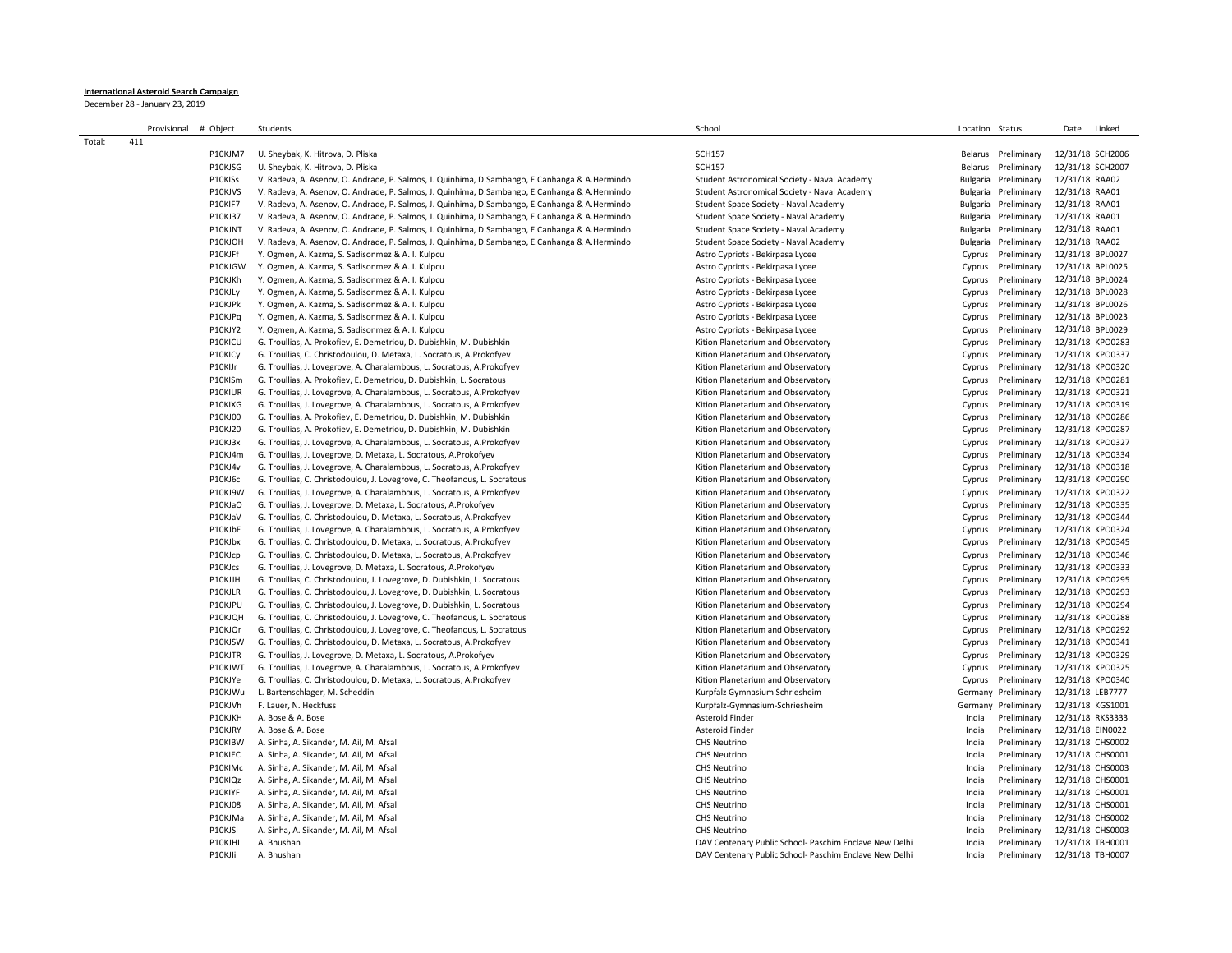**International Asteroid Search Campaign**

December 28 - January 23, 2019

| | Provisional # | Object | Students | School | Location | Status | Date | Linked |
|---|---|---|---|---|---|---|---|---|
| Total: | 411 | | | | | | | |
| | | P10KJM7 | U. Sheybak, K. Hitrova, D. Pliska | SCH157 | Belarus | Preliminary | 12/31/18 | SCH2006 |
| | | P10KJSG | U. Sheybak, K. Hitrova, D. Pliska | SCH157 | Belarus | Preliminary | 12/31/18 | SCH2007 |
| | | P10KISs | V. Radeva, A. Asenov, O. Andrade, P. Salmos, J. Quinhima, D.Sambango, E.Canhanga & A.Hermindo | Student Astronomical Society - Naval Academy | Bulgaria | Preliminary | 12/31/18 | RAA02 |
| | | P10KJVS | V. Radeva, A. Asenov, O. Andrade, P. Salmos, J. Quinhima, D.Sambango, E.Canhanga & A.Hermindo | Student Astronomical Society - Naval Academy | Bulgaria | Preliminary | 12/31/18 | RAA01 |
| | | P10KIF7 | V. Radeva, A. Asenov, O. Andrade, P. Salmos, J. Quinhima, D.Sambango, E.Canhanga & A.Hermindo | Student Space Society - Naval Academy | Bulgaria | Preliminary | 12/31/18 | RAA01 |
| | | P10KJ37 | V. Radeva, A. Asenov, O. Andrade, P. Salmos, J. Quinhima, D.Sambango, E.Canhanga & A.Hermindo | Student Space Society - Naval Academy | Bulgaria | Preliminary | 12/31/18 | RAA01 |
| | | P10KJNT | V. Radeva, A. Asenov, O. Andrade, P. Salmos, J. Quinhima, D.Sambango, E.Canhanga & A.Hermindo | Student Space Society - Naval Academy | Bulgaria | Preliminary | 12/31/18 | RAA01 |
| | | P10KJOH | V. Radeva, A. Asenov, O. Andrade, P. Salmos, J. Quinhima, D.Sambango, E.Canhanga & A.Hermindo | Student Space Society - Naval Academy | Bulgaria | Preliminary | 12/31/18 | RAA02 |
| | | P10KJFf | Y. Ogmen, A. Kazma, S. Sadisonmez & A. I. Kulpcu | Astro Cypriots - Bekirpasa Lycee | Cyprus | Preliminary | 12/31/18 | BPL0027 |
| | | P10KJGW | Y. Ogmen, A. Kazma, S. Sadisonmez & A. I. Kulpcu | Astro Cypriots - Bekirpasa Lycee | Cyprus | Preliminary | 12/31/18 | BPL0025 |
| | | P10KJKh | Y. Ogmen, A. Kazma, S. Sadisonmez & A. I. Kulpcu | Astro Cypriots - Bekirpasa Lycee | Cyprus | Preliminary | 12/31/18 | BPL0024 |
| | | P10KJLy | Y. Ogmen, A. Kazma, S. Sadisonmez & A. I. Kulpcu | Astro Cypriots - Bekirpasa Lycee | Cyprus | Preliminary | 12/31/18 | BPL0028 |
| | | P10KJPk | Y. Ogmen, A. Kazma, S. Sadisonmez & A. I. Kulpcu | Astro Cypriots - Bekirpasa Lycee | Cyprus | Preliminary | 12/31/18 | BPL0026 |
| | | P10KJPq | Y. Ogmen, A. Kazma, S. Sadisonmez & A. I. Kulpcu | Astro Cypriots - Bekirpasa Lycee | Cyprus | Preliminary | 12/31/18 | BPL0023 |
| | | P10KJY2 | Y. Ogmen, A. Kazma, S. Sadisonmez & A. I. Kulpcu | Astro Cypriots - Bekirpasa Lycee | Cyprus | Preliminary | 12/31/18 | BPL0029 |
| | | P10KICU | G. Troullias, A. Prokofiev, E. Demetriou, D. Dubishkin, M. Dubishkin | Kition Planetarium and Observatory | Cyprus | Preliminary | 12/31/18 | KPO0283 |
| | | P10KICy | G. Troullias, C. Christodoulou, D. Metaxa, L. Socratous, A.Prokofyev | Kition Planetarium and Observatory | Cyprus | Preliminary | 12/31/18 | KPO0337 |
| | | P10KIJr | G. Troullias, J. Lovegrove, A. Charalambous, L. Socratous, A.Prokofyev | Kition Planetarium and Observatory | Cyprus | Preliminary | 12/31/18 | KPO0320 |
| | | P10KISm | G. Troullias, A. Prokofiev, E. Demetriou, D. Dubishkin, L. Socratous | Kition Planetarium and Observatory | Cyprus | Preliminary | 12/31/18 | KPO0281 |
| | | P10KIUR | G. Troullias, J. Lovegrove, A. Charalambous, L. Socratous, A.Prokofyev | Kition Planetarium and Observatory | Cyprus | Preliminary | 12/31/18 | KPO0321 |
| | | P10KIXG | G. Troullias, J. Lovegrove, A. Charalambous, L. Socratous, A.Prokofyev | Kition Planetarium and Observatory | Cyprus | Preliminary | 12/31/18 | KPO0319 |
| | | P10KJ00 | G. Troullias, A. Prokofiev, E. Demetriou, D. Dubishkin, M. Dubishkin | Kition Planetarium and Observatory | Cyprus | Preliminary | 12/31/18 | KPO0286 |
| | | P10KJ20 | G. Troullias, A. Prokofiev, E. Demetriou, D. Dubishkin, M. Dubishkin | Kition Planetarium and Observatory | Cyprus | Preliminary | 12/31/18 | KPO0287 |
| | | P10KJ3x | G. Troullias, J. Lovegrove, A. Charalambous, L. Socratous, A.Prokofyev | Kition Planetarium and Observatory | Cyprus | Preliminary | 12/31/18 | KPO0327 |
| | | P10KJ4m | G. Troullias, J. Lovegrove, D. Metaxa, L. Socratous, A.Prokofyev | Kition Planetarium and Observatory | Cyprus | Preliminary | 12/31/18 | KPO0334 |
| | | P10KJ4v | G. Troullias, J. Lovegrove, A. Charalambous, L. Socratous, A.Prokofyev | Kition Planetarium and Observatory | Cyprus | Preliminary | 12/31/18 | KPO0318 |
| | | P10KJ6c | G. Troullias, C. Christodoulou, J. Lovegrove, C. Theofanous, L. Socratous | Kition Planetarium and Observatory | Cyprus | Preliminary | 12/31/18 | KPO0290 |
| | | P10KJ9W | G. Troullias, J. Lovegrove, A. Charalambous, L. Socratous, A.Prokofyev | Kition Planetarium and Observatory | Cyprus | Preliminary | 12/31/18 | KPO0322 |
| | | P10KJaO | G. Troullias, J. Lovegrove, D. Metaxa, L. Socratous, A.Prokofyev | Kition Planetarium and Observatory | Cyprus | Preliminary | 12/31/18 | KPO0335 |
| | | P10KJaV | G. Troullias, C. Christodoulou, D. Metaxa, L. Socratous, A.Prokofyev | Kition Planetarium and Observatory | Cyprus | Preliminary | 12/31/18 | KPO0344 |
| | | P10KJbE | G. Troullias, J. Lovegrove, A. Charalambous, L. Socratous, A.Prokofyev | Kition Planetarium and Observatory | Cyprus | Preliminary | 12/31/18 | KPO0324 |
| | | P10KJbx | G. Troullias, C. Christodoulou, D. Metaxa, L. Socratous, A.Prokofyev | Kition Planetarium and Observatory | Cyprus | Preliminary | 12/31/18 | KPO0345 |
| | | P10KJcp | G. Troullias, C. Christodoulou, D. Metaxa, L. Socratous, A.Prokofyev | Kition Planetarium and Observatory | Cyprus | Preliminary | 12/31/18 | KPO0346 |
| | | P10KJcs | G. Troullias, J. Lovegrove, D. Metaxa, L. Socratous, A.Prokofyev | Kition Planetarium and Observatory | Cyprus | Preliminary | 12/31/18 | KPO0333 |
| | | P10KJJH | G. Troullias, C. Christodoulou, J. Lovegrove, D. Dubishkin, L. Socratous | Kition Planetarium and Observatory | Cyprus | Preliminary | 12/31/18 | KPO0295 |
| | | P10KJLR | G. Troullias, C. Christodoulou, J. Lovegrove, D. Dubishkin, L. Socratous | Kition Planetarium and Observatory | Cyprus | Preliminary | 12/31/18 | KPO0293 |
| | | P10KJPU | G. Troullias, C. Christodoulou, J. Lovegrove, D. Dubishkin, L. Socratous | Kition Planetarium and Observatory | Cyprus | Preliminary | 12/31/18 | KPO0294 |
| | | P10KJQH | G. Troullias, C. Christodoulou, J. Lovegrove, C. Theofanous, L. Socratous | Kition Planetarium and Observatory | Cyprus | Preliminary | 12/31/18 | KPO0288 |
| | | P10KJQr | G. Troullias, C. Christodoulou, J. Lovegrove, C. Theofanous, L. Socratous | Kition Planetarium and Observatory | Cyprus | Preliminary | 12/31/18 | KPO0292 |
| | | P10KJSW | G. Troullias, C. Christodoulou, D. Metaxa, L. Socratous, A.Prokofyev | Kition Planetarium and Observatory | Cyprus | Preliminary | 12/31/18 | KPO0341 |
| | | P10KJTR | G. Troullias, J. Lovegrove, D. Metaxa, L. Socratous, A.Prokofyev | Kition Planetarium and Observatory | Cyprus | Preliminary | 12/31/18 | KPO0329 |
| | | P10KJWT | G. Troullias, J. Lovegrove, A. Charalambous, L. Socratous, A.Prokofyev | Kition Planetarium and Observatory | Cyprus | Preliminary | 12/31/18 | KPO0325 |
| | | P10KJYe | G. Troullias, C. Christodoulou, D. Metaxa, L. Socratous, A.Prokofyev | Kition Planetarium and Observatory | Cyprus | Preliminary | 12/31/18 | KPO0340 |
| | | P10KJWu | L. Bartenschlager, M. Scheddin | Kurpfalz Gymnasium Schriesheim | Germany | Preliminary | 12/31/18 | LEB7777 |
| | | P10KJVh | F. Lauer, N. Heckfuss | Kurpfalz-Gymnasium-Schriesheim | Germany | Preliminary | 12/31/18 | KGS1001 |
| | | P10KJKH | A. Bose & A. Bose | Asteroid Finder | India | Preliminary | 12/31/18 | RKS3333 |
| | | P10KJRY | A. Bose & A. Bose | Asteroid Finder | India | Preliminary | 12/31/18 | EIN0022 |
| | | P10KIBW | A. Sinha, A. Sikander, M. Ail, M. Afsal | CHS Neutrino | India | Preliminary | 12/31/18 | CHS0002 |
| | | P10KIEC | A. Sinha, A. Sikander, M. Ail, M. Afsal | CHS Neutrino | India | Preliminary | 12/31/18 | CHS0001 |
| | | P10KIMc | A. Sinha, A. Sikander, M. Ail, M. Afsal | CHS Neutrino | India | Preliminary | 12/31/18 | CHS0003 |
| | | P10KIQz | A. Sinha, A. Sikander, M. Ail, M. Afsal | CHS Neutrino | India | Preliminary | 12/31/18 | CHS0001 |
| | | P10KIYF | A. Sinha, A. Sikander, M. Ail, M. Afsal | CHS Neutrino | India | Preliminary | 12/31/18 | CHS0001 |
| | | P10KJ08 | A. Sinha, A. Sikander, M. Ail, M. Afsal | CHS Neutrino | India | Preliminary | 12/31/18 | CHS0001 |
| | | P10KJMa | A. Sinha, A. Sikander, M. Ail, M. Afsal | CHS Neutrino | India | Preliminary | 12/31/18 | CHS0002 |
| | | P10KJSl | A. Sinha, A. Sikander, M. Ail, M. Afsal | CHS Neutrino | India | Preliminary | 12/31/18 | CHS0003 |
| | | P10KJHI | A. Bhushan | DAV Centenary Public School- Paschim Enclave New Delhi | India | Preliminary | 12/31/18 | TBH0001 |
| | | P10KJIi | A. Bhushan | DAV Centenary Public School- Paschim Enclave New Delhi | India | Preliminary | 12/31/18 | TBH0007 |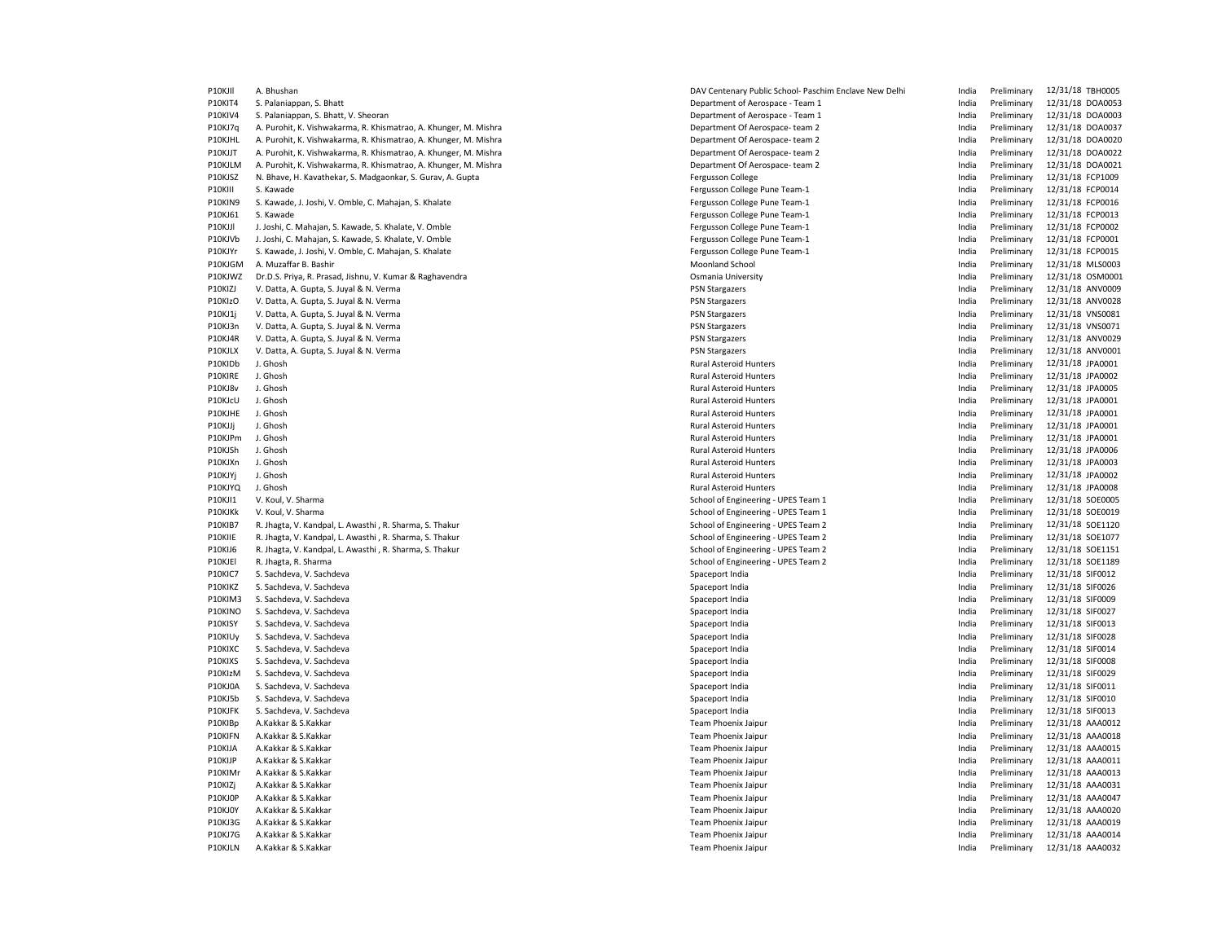| | | | | | | |
|---|---|---|---|---|---|---|
| P10KJIl | A. Bhushan | DAV Centenary Public School- Paschim Enclave New Delhi | India | Preliminary | 12/31/18 | TBH0005 |
| P10KIT4 | S. Palaniappan, S. Bhatt | Department of Aerospace - Team 1 | India | Preliminary | 12/31/18 | DOA0053 |
| P10KIV4 | S. Palaniappan, S. Bhatt, V. Sheoran | Department of Aerospace - Team 1 | India | Preliminary | 12/31/18 | DOA0003 |
| P10KJ7q | A. Purohit, K. Vishwakarma, R. Khismatrao, A. Khunger, M. Mishra | Department Of Aerospace- team 2 | India | Preliminary | 12/31/18 | DOA0037 |
| P10KJHL | A. Purohit, K. Vishwakarma, R. Khismatrao, A. Khunger, M. Mishra | Department Of Aerospace- team 2 | India | Preliminary | 12/31/18 | DOA0020 |
| P10KJJT | A. Purohit, K. Vishwakarma, R. Khismatrao, A. Khunger, M. Mishra | Department Of Aerospace- team 2 | India | Preliminary | 12/31/18 | DOA0022 |
| P10KJLM | A. Purohit, K. Vishwakarma, R. Khismatrao, A. Khunger, M. Mishra | Department Of Aerospace- team 2 | India | Preliminary | 12/31/18 | DOA0021 |
| P10KJSZ | N. Bhave, H. Kavathekar, S. Madgaonkar, S. Gurav, A. Gupta | Fergusson College | India | Preliminary | 12/31/18 | FCP1009 |
| P10KIII | S. Kawade | Fergusson College Pune Team-1 | India | Preliminary | 12/31/18 | FCP0014 |
| P10KIN9 | S. Kawade, J. Joshi, V. Omble, C. Mahajan, S. Khalate | Fergusson College Pune Team-1 | India | Preliminary | 12/31/18 | FCP0016 |
| P10KJ61 | S. Kawade | Fergusson College Pune Team-1 | India | Preliminary | 12/31/18 | FCP0013 |
| P10KJJl | J. Joshi, C. Mahajan, S. Kawade, S. Khalate, V. Omble | Fergusson College Pune Team-1 | India | Preliminary | 12/31/18 | FCP0002 |
| P10KJVb | J. Joshi, C. Mahajan, S. Kawade, S. Khalate, V. Omble | Fergusson College Pune Team-1 | India | Preliminary | 12/31/18 | FCP0001 |
| P10KJYr | S. Kawade, J. Joshi, V. Omble, C. Mahajan, S. Khalate | Fergusson College Pune Team-1 | India | Preliminary | 12/31/18 | FCP0015 |
| P10KJGM | A. Muzaffar B. Bashir | Moonland School | India | Preliminary | 12/31/18 | MLS0003 |
| P10KJWZ | Dr.D.S. Priya, R. Prasad, Jishnu, V. Kumar & Raghavendra | Osmania University | India | Preliminary | 12/31/18 | OSM0001 |
| P10KIZJ | V. Datta, A. Gupta, S. Juyal & N. Verma | PSN Stargazers | India | Preliminary | 12/31/18 | ANV0009 |
| P10KIzO | V. Datta, A. Gupta, S. Juyal & N. Verma | PSN Stargazers | India | Preliminary | 12/31/18 | ANV0028 |
| P10KJ1j | V. Datta, A. Gupta, S. Juyal & N. Verma | PSN Stargazers | India | Preliminary | 12/31/18 | VNS0081 |
| P10KJ3n | V. Datta, A. Gupta, S. Juyal & N. Verma | PSN Stargazers | India | Preliminary | 12/31/18 | VNS0071 |
| P10KJ4R | V. Datta, A. Gupta, S. Juyal & N. Verma | PSN Stargazers | India | Preliminary | 12/31/18 | ANV0029 |
| P10KJLX | V. Datta, A. Gupta, S. Juyal & N. Verma | PSN Stargazers | India | Preliminary | 12/31/18 | ANV0001 |
| P10KIDb | J. Ghosh | Rural Asteroid Hunters | India | Preliminary | 12/31/18 | JPA0001 |
| P10KIRE | J. Ghosh | Rural Asteroid Hunters | India | Preliminary | 12/31/18 | JPA0002 |
| P10KJ8v | J. Ghosh | Rural Asteroid Hunters | India | Preliminary | 12/31/18 | JPA0005 |
| P10KJcU | J. Ghosh | Rural Asteroid Hunters | India | Preliminary | 12/31/18 | JPA0001 |
| P10KJHE | J. Ghosh | Rural Asteroid Hunters | India | Preliminary | 12/31/18 | JPA0001 |
| P10KJJj | J. Ghosh | Rural Asteroid Hunters | India | Preliminary | 12/31/18 | JPA0001 |
| P10KJPm | J. Ghosh | Rural Asteroid Hunters | India | Preliminary | 12/31/18 | JPA0001 |
| P10KJSh | J. Ghosh | Rural Asteroid Hunters | India | Preliminary | 12/31/18 | JPA0006 |
| P10KJXn | J. Ghosh | Rural Asteroid Hunters | India | Preliminary | 12/31/18 | JPA0003 |
| P10KJYj | J. Ghosh | Rural Asteroid Hunters | India | Preliminary | 12/31/18 | JPA0002 |
| P10KJYQ | J. Ghosh | Rural Asteroid Hunters | India | Preliminary | 12/31/18 | JPA0008 |
| P10KJI1 | V. Koul, V. Sharma | School of Engineering - UPES Team 1 | India | Preliminary | 12/31/18 | SOE0005 |
| P10KJKk | V. Koul, V. Sharma | School of Engineering - UPES Team 1 | India | Preliminary | 12/31/18 | SOE0019 |
| P10KIB7 | R. Jhagta, V. Kandpal, L. Awasthi , R. Sharma, S. Thakur | School of Engineering - UPES Team 2 | India | Preliminary | 12/31/18 | SOE1120 |
| P10KIIE | R. Jhagta, V. Kandpal, L. Awasthi , R. Sharma, S. Thakur | School of Engineering - UPES Team 2 | India | Preliminary | 12/31/18 | SOE1077 |
| P10KIJ6 | R. Jhagta, V. Kandpal, L. Awasthi , R. Sharma, S. Thakur | School of Engineering - UPES Team 2 | India | Preliminary | 12/31/18 | SOE1151 |
| P10KJEI | R. Jhagta, R. Sharma | School of Engineering - UPES Team 2 | India | Preliminary | 12/31/18 | SOE1189 |
| P10KIC7 | S. Sachdeva, V. Sachdeva | Spaceport India | India | Preliminary | 12/31/18 | SIF0012 |
| P10KIKZ | S. Sachdeva, V. Sachdeva | Spaceport India | India | Preliminary | 12/31/18 | SIF0026 |
| P10KIM3 | S. Sachdeva, V. Sachdeva | Spaceport India | India | Preliminary | 12/31/18 | SIF0009 |
| P10KINO | S. Sachdeva, V. Sachdeva | Spaceport India | India | Preliminary | 12/31/18 | SIF0027 |
| P10KISY | S. Sachdeva, V. Sachdeva | Spaceport India | India | Preliminary | 12/31/18 | SIF0013 |
| P10KIUy | S. Sachdeva, V. Sachdeva | Spaceport India | India | Preliminary | 12/31/18 | SIF0028 |
| P10KIXC | S. Sachdeva, V. Sachdeva | Spaceport India | India | Preliminary | 12/31/18 | SIF0014 |
| P10KIXS | S. Sachdeva, V. Sachdeva | Spaceport India | India | Preliminary | 12/31/18 | SIF0008 |
| P10KIzM | S. Sachdeva, V. Sachdeva | Spaceport India | India | Preliminary | 12/31/18 | SIF0029 |
| P10KJ0A | S. Sachdeva, V. Sachdeva | Spaceport India | India | Preliminary | 12/31/18 | SIF0011 |
| P10KJ5b | S. Sachdeva, V. Sachdeva | Spaceport India | India | Preliminary | 12/31/18 | SIF0010 |
| P10KJFK | S. Sachdeva, V. Sachdeva | Spaceport India | India | Preliminary | 12/31/18 | SIF0013 |
| P10KIBp | A.Kakkar & S.Kakkar | Team Phoenix Jaipur | India | Preliminary | 12/31/18 | AAA0012 |
| P10KIFN | A.Kakkar & S.Kakkar | Team Phoenix Jaipur | India | Preliminary | 12/31/18 | AAA0018 |
| P10KIJA | A.Kakkar & S.Kakkar | Team Phoenix Jaipur | India | Preliminary | 12/31/18 | AAA0015 |
| P10KIJP | A.Kakkar & S.Kakkar | Team Phoenix Jaipur | India | Preliminary | 12/31/18 | AAA0011 |
| P10KIMr | A.Kakkar & S.Kakkar | Team Phoenix Jaipur | India | Preliminary | 12/31/18 | AAA0013 |
| P10KIZj | A.Kakkar & S.Kakkar | Team Phoenix Jaipur | India | Preliminary | 12/31/18 | AAA0031 |
| P10KJ0P | A.Kakkar & S.Kakkar | Team Phoenix Jaipur | India | Preliminary | 12/31/18 | AAA0047 |
| P10KJ0Y | A.Kakkar & S.Kakkar | Team Phoenix Jaipur | India | Preliminary | 12/31/18 | AAA0020 |
| P10KJ3G | A.Kakkar & S.Kakkar | Team Phoenix Jaipur | India | Preliminary | 12/31/18 | AAA0019 |
| P10KJ7G | A.Kakkar & S.Kakkar | Team Phoenix Jaipur | India | Preliminary | 12/31/18 | AAA0014 |
| P10KJLN | A.Kakkar & S.Kakkar | Team Phoenix Jaipur | India | Preliminary | 12/31/18 | AAA0032 |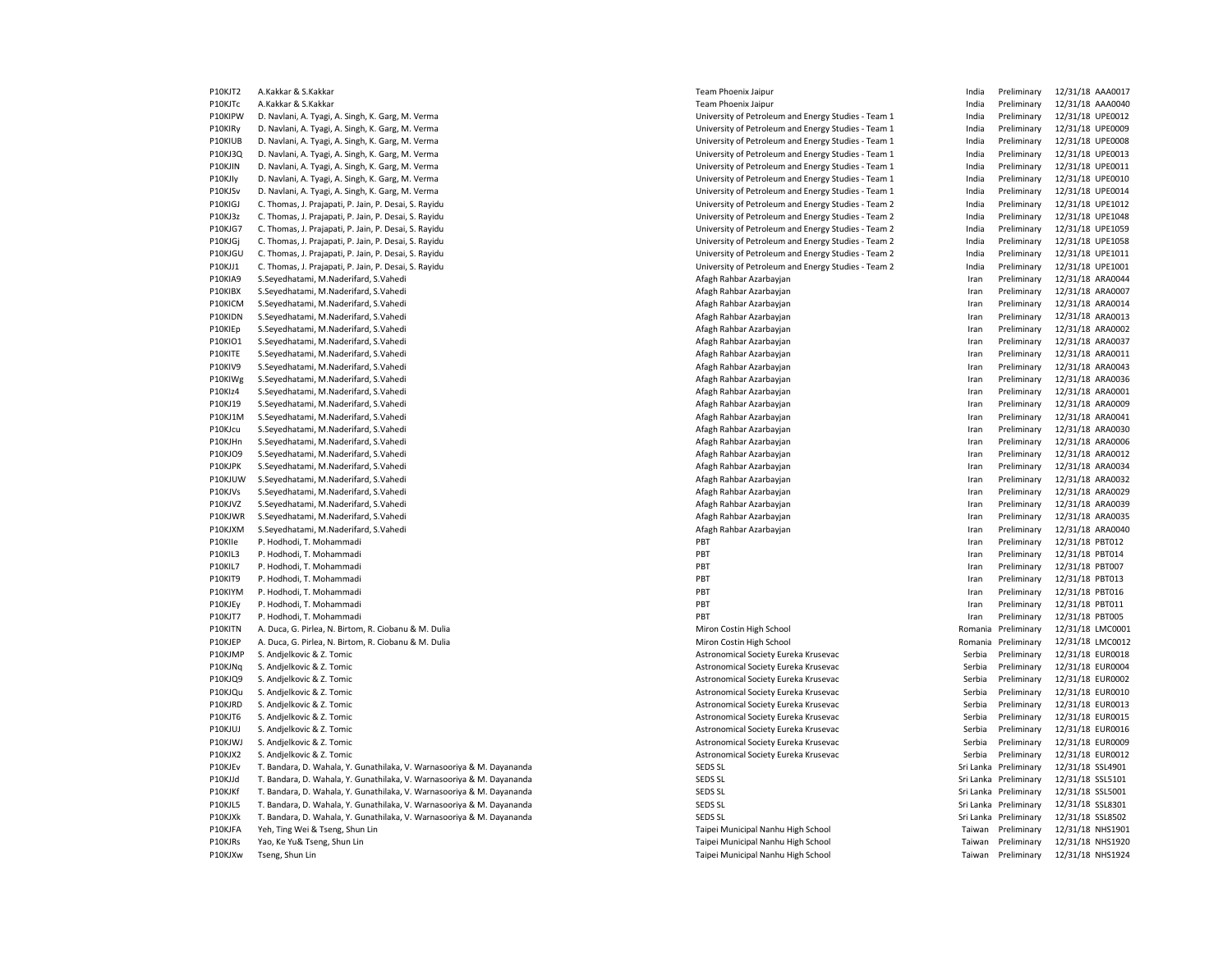| | | | | | | |
|---|---|---|---|---|---|---|
| P10KJT2 | A.Kakkar & S.Kakkar | Team Phoenix Jaipur | India | Preliminary | 12/31/18 | AAA0017 |
| P10KJTc | A.Kakkar & S.Kakkar | Team Phoenix Jaipur | India | Preliminary | 12/31/18 | AAA0040 |
| P10KIPW | D. Navlani, A. Tyagi, A. Singh, K. Garg, M. Verma | University of Petroleum and Energy Studies - Team 1 | India | Preliminary | 12/31/18 | UPE0012 |
| P10KIRy | D. Navlani, A. Tyagi, A. Singh, K. Garg, M. Verma | University of Petroleum and Energy Studies - Team 1 | India | Preliminary | 12/31/18 | UPE0009 |
| P10KIUB | D. Navlani, A. Tyagi, A. Singh, K. Garg, M. Verma | University of Petroleum and Energy Studies - Team 1 | India | Preliminary | 12/31/18 | UPE0008 |
| P10KJ3Q | D. Navlani, A. Tyagi, A. Singh, K. Garg, M. Verma | University of Petroleum and Energy Studies - Team 1 | India | Preliminary | 12/31/18 | UPE0013 |
| P10KJIN | D. Navlani, A. Tyagi, A. Singh, K. Garg, M. Verma | University of Petroleum and Energy Studies - Team 1 | India | Preliminary | 12/31/18 | UPE0011 |
| P10KJIy | D. Navlani, A. Tyagi, A. Singh, K. Garg, M. Verma | University of Petroleum and Energy Studies - Team 1 | India | Preliminary | 12/31/18 | UPE0010 |
| P10KJSv | D. Navlani, A. Tyagi, A. Singh, K. Garg, M. Verma | University of Petroleum and Energy Studies - Team 1 | India | Preliminary | 12/31/18 | UPE0014 |
| P10KIGJ | C. Thomas, J. Prajapati, P. Jain, P. Desai, S. Rayidu | University of Petroleum and Energy Studies - Team 2 | India | Preliminary | 12/31/18 | UPE1012 |
| P10KJ3z | C. Thomas, J. Prajapati, P. Jain, P. Desai, S. Rayidu | University of Petroleum and Energy Studies - Team 2 | India | Preliminary | 12/31/18 | UPE1048 |
| P10KJG7 | C. Thomas, J. Prajapati, P. Jain, P. Desai, S. Rayidu | University of Petroleum and Energy Studies - Team 2 | India | Preliminary | 12/31/18 | UPE1059 |
| P10KJGj | C. Thomas, J. Prajapati, P. Jain, P. Desai, S. Rayidu | University of Petroleum and Energy Studies - Team 2 | India | Preliminary | 12/31/18 | UPE1058 |
| P10KJGU | C. Thomas, J. Prajapati, P. Jain, P. Desai, S. Rayidu | University of Petroleum and Energy Studies - Team 2 | India | Preliminary | 12/31/18 | UPE1011 |
| P10KJJ1 | C. Thomas, J. Prajapati, P. Jain, P. Desai, S. Rayidu | University of Petroleum and Energy Studies - Team 2 | India | Preliminary | 12/31/18 | UPE1001 |
| P10KIA9 | S.Seyedhatami, M.Naderifard, S.Vahedi | Afagh Rahbar Azarbayjan | Iran | Preliminary | 12/31/18 | ARA0044 |
| P10KIBX | S.Seyedhatami, M.Naderifard, S.Vahedi | Afagh Rahbar Azarbayjan | Iran | Preliminary | 12/31/18 | ARA0007 |
| P10KICM | S.Seyedhatami, M.Naderifard, S.Vahedi | Afagh Rahbar Azarbayjan | Iran | Preliminary | 12/31/18 | ARA0014 |
| P10KIDN | S.Seyedhatami, M.Naderifard, S.Vahedi | Afagh Rahbar Azarbayjan | Iran | Preliminary | 12/31/18 | ARA0013 |
| P10KIEp | S.Seyedhatami, M.Naderifard, S.Vahedi | Afagh Rahbar Azarbayjan | Iran | Preliminary | 12/31/18 | ARA0002 |
| P10KIO1 | S.Seyedhatami, M.Naderifard, S.Vahedi | Afagh Rahbar Azarbayjan | Iran | Preliminary | 12/31/18 | ARA0037 |
| P10KITE | S.Seyedhatami, M.Naderifard, S.Vahedi | Afagh Rahbar Azarbayjan | Iran | Preliminary | 12/31/18 | ARA0011 |
| P10KIV9 | S.Seyedhatami, M.Naderifard, S.Vahedi | Afagh Rahbar Azarbayjan | Iran | Preliminary | 12/31/18 | ARA0043 |
| P10KIWg | S.Seyedhatami, M.Naderifard, S.Vahedi | Afagh Rahbar Azarbayjan | Iran | Preliminary | 12/31/18 | ARA0036 |
| P10KIz4 | S.Seyedhatami, M.Naderifard, S.Vahedi | Afagh Rahbar Azarbayjan | Iran | Preliminary | 12/31/18 | ARA0001 |
| P10KJ19 | S.Seyedhatami, M.Naderifard, S.Vahedi | Afagh Rahbar Azarbayjan | Iran | Preliminary | 12/31/18 | ARA0009 |
| P10KJ1M | S.Seyedhatami, M.Naderifard, S.Vahedi | Afagh Rahbar Azarbayjan | Iran | Preliminary | 12/31/18 | ARA0041 |
| P10KJcu | S.Seyedhatami, M.Naderifard, S.Vahedi | Afagh Rahbar Azarbayjan | Iran | Preliminary | 12/31/18 | ARA0030 |
| P10KJHn | S.Seyedhatami, M.Naderifard, S.Vahedi | Afagh Rahbar Azarbayjan | Iran | Preliminary | 12/31/18 | ARA0006 |
| P10KJO9 | S.Seyedhatami, M.Naderifard, S.Vahedi | Afagh Rahbar Azarbayjan | Iran | Preliminary | 12/31/18 | ARA0012 |
| P10KJPK | S.Seyedhatami, M.Naderifard, S.Vahedi | Afagh Rahbar Azarbayjan | Iran | Preliminary | 12/31/18 | ARA0034 |
| P10KJUW | S.Seyedhatami, M.Naderifard, S.Vahedi | Afagh Rahbar Azarbayjan | Iran | Preliminary | 12/31/18 | ARA0032 |
| P10KJVs | S.Seyedhatami, M.Naderifard, S.Vahedi | Afagh Rahbar Azarbayjan | Iran | Preliminary | 12/31/18 | ARA0029 |
| P10KJVZ | S.Seyedhatami, M.Naderifard, S.Vahedi | Afagh Rahbar Azarbayjan | Iran | Preliminary | 12/31/18 | ARA0039 |
| P10KJWR | S.Seyedhatami, M.Naderifard, S.Vahedi | Afagh Rahbar Azarbayjan | Iran | Preliminary | 12/31/18 | ARA0035 |
| P10KJXM | S.Seyedhatami, M.Naderifard, S.Vahedi | Afagh Rahbar Azarbayjan | Iran | Preliminary | 12/31/18 | ARA0040 |
| P10KIIe | P. Hodhodi, T. Mohammadi | PBT | Iran | Preliminary | 12/31/18 | PBT012 |
| P10KIL3 | P. Hodhodi, T. Mohammadi | PBT | Iran | Preliminary | 12/31/18 | PBT014 |
| P10KIL7 | P. Hodhodi, T. Mohammadi | PBT | Iran | Preliminary | 12/31/18 | PBT007 |
| P10KIT9 | P. Hodhodi, T. Mohammadi | PBT | Iran | Preliminary | 12/31/18 | PBT013 |
| P10KIYM | P. Hodhodi, T. Mohammadi | PBT | Iran | Preliminary | 12/31/18 | PBT016 |
| P10KJEy | P. Hodhodi, T. Mohammadi | PBT | Iran | Preliminary | 12/31/18 | PBT011 |
| P10KJT7 | P. Hodhodi, T. Mohammadi | PBT | Iran | Preliminary | 12/31/18 | PBT005 |
| P10KITN | A. Duca, G. Pirlea, N. Birtom, R. Ciobanu & M. Dulia | Miron Costin High School | Romania | Preliminary | 12/31/18 | LMC0001 |
| P10KJEP | A. Duca, G. Pirlea, N. Birtom, R. Ciobanu & M. Dulia | Miron Costin High School | Romania | Preliminary | 12/31/18 | LMC0012 |
| P10KJMP | S. Andjelkovic & Z. Tomic | Astronomical Society Eureka Krusevac | Serbia | Preliminary | 12/31/18 | EUR0018 |
| P10KJNq | S. Andjelkovic & Z. Tomic | Astronomical Society Eureka Krusevac | Serbia | Preliminary | 12/31/18 | EUR0004 |
| P10KJQ9 | S. Andjelkovic & Z. Tomic | Astronomical Society Eureka Krusevac | Serbia | Preliminary | 12/31/18 | EUR0002 |
| P10KJQu | S. Andjelkovic & Z. Tomic | Astronomical Society Eureka Krusevac | Serbia | Preliminary | 12/31/18 | EUR0010 |
| P10KJRD | S. Andjelkovic & Z. Tomic | Astronomical Society Eureka Krusevac | Serbia | Preliminary | 12/31/18 | EUR0013 |
| P10KJT6 | S. Andjelkovic & Z. Tomic | Astronomical Society Eureka Krusevac | Serbia | Preliminary | 12/31/18 | EUR0015 |
| P10KJUJ | S. Andjelkovic & Z. Tomic | Astronomical Society Eureka Krusevac | Serbia | Preliminary | 12/31/18 | EUR0016 |
| P10KJWJ | S. Andjelkovic & Z. Tomic | Astronomical Society Eureka Krusevac | Serbia | Preliminary | 12/31/18 | EUR0009 |
| P10KJX2 | S. Andjelkovic & Z. Tomic | Astronomical Society Eureka Krusevac | Serbia | Preliminary | 12/31/18 | EUR0012 |
| P10KJEv | T. Bandara, D. Wahala, Y. Gunathilaka, V. Warnasooriya & M. Dayananda | SEDS SL | Sri Lanka | Preliminary | 12/31/18 | SSL4901 |
| P10KJJd | T. Bandara, D. Wahala, Y. Gunathilaka, V. Warnasooriya & M. Dayananda | SEDS SL | Sri Lanka | Preliminary | 12/31/18 | SSL5101 |
| P10KJKf | T. Bandara, D. Wahala, Y. Gunathilaka, V. Warnasooriya & M. Dayananda | SEDS SL | Sri Lanka | Preliminary | 12/31/18 | SSL5001 |
| P10KJL5 | T. Bandara, D. Wahala, Y. Gunathilaka, V. Warnasooriya & M. Dayananda | SEDS SL | Sri Lanka | Preliminary | 12/31/18 | SSL8301 |
| P10KJXk | T. Bandara, D. Wahala, Y. Gunathilaka, V. Warnasooriya & M. Dayananda | SEDS SL | Sri Lanka | Preliminary | 12/31/18 | SSL8502 |
| P10KJFA | Yeh, Ting Wei & Tseng, Shun Lin | Taipei Municipal Nanhu High School | Taiwan | Preliminary | 12/31/18 | NHS1901 |
| P10KJRs | Yao, Ke Yu& Tseng, Shun Lin | Taipei Municipal Nanhu High School | Taiwan | Preliminary | 12/31/18 | NHS1920 |
| P10KJXw | Tseng, Shun Lin | Taipei Municipal Nanhu High School | Taiwan | Preliminary | 12/31/18 | NHS1924 |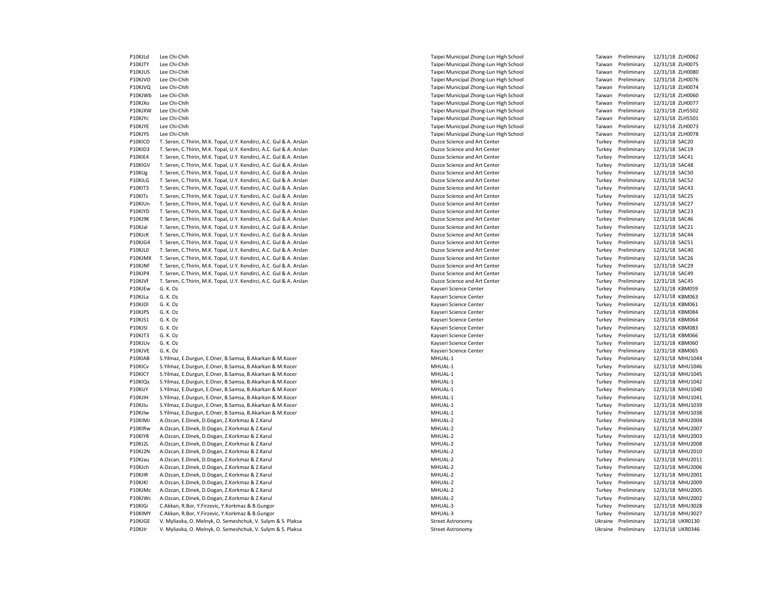| | | | | | | |
|---|---|---|---|---|---|---|
| P10KJLd | Lee Chi-Chih | Taipei Municipal Zhong-Lun High School | Taiwan | Preliminary | 12/31/18 | ZLH0062 |
| P10KJTY | Lee Chi-Chih | Taipei Municipal Zhong-Lun High School | Taiwan | Preliminary | 12/31/18 | ZLH0075 |
| P10KJUS | Lee Chi-Chih | Taipei Municipal Zhong-Lun High School | Taiwan | Preliminary | 12/31/18 | ZLH0080 |
| P10KJVO | Lee Chi-Chih | Taipei Municipal Zhong-Lun High School | Taiwan | Preliminary | 12/31/18 | ZLH0076 |
| P10KJVQ | Lee Chi-Chih | Taipei Municipal Zhong-Lun High School | Taiwan | Preliminary | 12/31/18 | ZLH0074 |
| P10KJWb | Lee Chi-Chih | Taipei Municipal Zhong-Lun High School | Taiwan | Preliminary | 12/31/18 | ZLH0060 |
| P10KJXo | Lee Chi-Chih | Taipei Municipal Zhong-Lun High School | Taiwan | Preliminary | 12/31/18 | ZLH0077 |
| P10KJXW | Lee Chi-Chih | Taipei Municipal Zhong-Lun High School | Taiwan | Preliminary | 12/31/18 | ZLH5502 |
| P10KJYc | Lee Chi-Chih | Taipei Municipal Zhong-Lun High School | Taiwan | Preliminary | 12/31/18 | ZLH5501 |
| P10KJYE | Lee Chi-Chih | Taipei Municipal Zhong-Lun High School | Taiwan | Preliminary | 12/31/18 | ZLH0073 |
| P10KJYS | Lee Chi-Chih | Taipei Municipal Zhong-Lun High School | Taiwan | Preliminary | 12/31/18 | ZLH0078 |
| P10KICD | T. Seren, C.Thirin, M.K. Topal, U.Y. Kendirci, A.C. Gul & A. Arslan | Duzce Science and Art Center | Turkey | Preliminary | 12/31/18 | SAC20 |
| P10KID3 | T. Seren, C.Thirin, M.K. Topal, U.Y. Kendirci, A.C. Gul & A. Arslan | Duzce Science and Art Center | Turkey | Preliminary | 12/31/18 | SAC19 |
| P10KIE4 | T. Seren, C.Thirin, M.K. Topal, U.Y. Kendirci, A.C. Gul & A. Arslan | Duzce Science and Art Center | Turkey | Preliminary | 12/31/18 | SAC41 |
| P10KIGV | T. Seren, C.Thirin, M.K. Topal, U.Y. Kendirci, A.C. Gul & A. Arslan | Duzce Science and Art Center | Turkey | Preliminary | 12/31/18 | SAC48 |
| P10KIJg | T. Seren, C.Thirin, M.K. Topal, U.Y. Kendirci, A.C. Gul & A. Arslan | Duzce Science and Art Center | Turkey | Preliminary | 12/31/18 | SAC50 |
| P10KILG | T. Seren, C.Thirin, M.K. Topal, U.Y. Kendirci, A.C. Gul & A. Arslan | Duzce Science and Art Center | Turkey | Preliminary | 12/31/18 | SAC52 |
| P10KIT3 | T. Seren, C.Thirin, M.K. Topal, U.Y. Kendirci, A.C. Gul & A. Arslan | Duzce Science and Art Center | Turkey | Preliminary | 12/31/18 | SAC43 |
| P10KITs | T. Seren, C.Thirin, M.K. Topal, U.Y. Kendirci, A.C. Gul & A. Arslan | Duzce Science and Art Center | Turkey | Preliminary | 12/31/18 | SAC25 |
| P10KIUn | T. Seren, C.Thirin, M.K. Topal, U.Y. Kendirci, A.C. Gul & A. Arslan | Duzce Science and Art Center | Turkey | Preliminary | 12/31/18 | SAC27 |
| P10KIYD | T. Seren, C.Thirin, M.K. Topal, U.Y. Kendirci, A.C. Gul & A. Arslan | Duzce Science and Art Center | Turkey | Preliminary | 12/31/18 | SAC23 |
| P10KJ9K | T. Seren, C.Thirin, M.K. Topal, U.Y. Kendirci, A.C. Gul & A. Arslan | Duzce Science and Art Center | Turkey | Preliminary | 12/31/18 | SAC46 |
| P10KJaI | T. Seren, C.Thirin, M.K. Topal, U.Y. Kendirci, A.C. Gul & A. Arslan | Duzce Science and Art Center | Turkey | Preliminary | 12/31/18 | SAC21 |
| P10KJcK | T. Seren, C.Thirin, M.K. Topal, U.Y. Kendirci, A.C. Gul & A. Arslan | Duzce Science and Art Center | Turkey | Preliminary | 12/31/18 | SAC44 |
| P10KJG4 | T. Seren, C.Thirin, M.K. Topal, U.Y. Kendirci, A.C. Gul & A. Arslan | Duzce Science and Art Center | Turkey | Preliminary | 12/31/18 | SAC51 |
| P10KJL0 | T. Seren, C.Thirin, M.K. Topal, U.Y. Kendirci, A.C. Gul & A. Arslan | Duzce Science and Art Center | Turkey | Preliminary | 12/31/18 | SAC40 |
| P10KJMX | T. Seren, C.Thirin, M.K. Topal, U.Y. Kendirci, A.C. Gul & A. Arslan | Duzce Science and Art Center | Turkey | Preliminary | 12/31/18 | SAC26 |
| P10KJNF | T. Seren, C.Thirin, M.K. Topal, U.Y. Kendirci, A.C. Gul & A. Arslan | Duzce Science and Art Center | Turkey | Preliminary | 12/31/18 | SAC29 |
| P10KJP4 | T. Seren, C.Thirin, M.K. Topal, U.Y. Kendirci, A.C. Gul & A. Arslan | Duzce Science and Art Center | Turkey | Preliminary | 12/31/18 | SAC49 |
| P10KJVf | T. Seren, C.Thirin, M.K. Topal, U.Y. Kendirci, A.C. Gul & A. Arslan | Duzce Science and Art Center | Turkey | Preliminary | 12/31/18 | SAC45 |
| P10KJEw | G. K. Oz | Kayseri Science Center | Turkey | Preliminary | 12/31/18 | KBM059 |
| P10KJLa | G. K. Oz | Kayseri Science Center | Turkey | Preliminary | 12/31/18 | KBM063 |
| P10KJOl | G. K. Oz | Kayseri Science Center | Turkey | Preliminary | 12/31/18 | KBM061 |
| P10KJPS | G. K. Oz | Kayseri Science Center | Turkey | Preliminary | 12/31/18 | KBM084 |
| P10KJS1 | G. K. Oz | Kayseri Science Center | Turkey | Preliminary | 12/31/18 | KBM064 |
| P10KJSl | G. K. Oz | Kayseri Science Center | Turkey | Preliminary | 12/31/18 | KBM083 |
| P10KJT3 | G. K. Oz | Kayseri Science Center | Turkey | Preliminary | 12/31/18 | KBM066 |
| P10KJUv | G. K. Oz | Kayseri Science Center | Turkey | Preliminary | 12/31/18 | KBM060 |
| P10KJVE | G. K. Oz | Kayseri Science Center | Turkey | Preliminary | 12/31/18 | KBM065 |
| P10KIAB | S.Yilmaz, E.Durgun, E.Oner, B.Samsa, B.Akarkan & M.Kocer | MHUAL-1 | Turkey | Preliminary | 12/31/18 | MHU1044 |
| P10KICv | S.Yilmaz, E.Durgun, E.Oner, B.Samsa, B.Akarkan & M.Kocer | MHUAL-1 | Turkey | Preliminary | 12/31/18 | MHU1046 |
| P10KICY | S.Yilmaz, E.Durgun, E.Oner, B.Samsa, B.Akarkan & M.Kocer | MHUAL-1 | Turkey | Preliminary | 12/31/18 | MHU1045 |
| P10KIQx | S.Yilmaz, E.Durgun, E.Oner, B.Samsa, B.Akarkan & M.Kocer | MHUAL-1 | Turkey | Preliminary | 12/31/18 | MHU1042 |
| P10KIzY | S.Yilmaz, E.Durgun, E.Oner, B.Samsa, B.Akarkan & M.Kocer | MHUAL-1 | Turkey | Preliminary | 12/31/18 | MHU1040 |
| P10KJIH | S.Yilmaz, E.Durgun, E.Oner, B.Samsa, B.Akarkan & M.Kocer | MHUAL-1 | Turkey | Preliminary | 12/31/18 | MHU1041 |
| P10KJIu | S.Yilmaz, E.Durgun, E.Oner, B.Samsa, B.Akarkan & M.Kocer | MHUAL-1 | Turkey | Preliminary | 12/31/18 | MHU1039 |
| P10KJIw | S.Yilmaz, E.Durgun, E.Oner, B.Samsa, B.Akarkan & M.Kocer | MHUAL-1 | Turkey | Preliminary | 12/31/18 | MHU1038 |
| P10KIMJ | A.Ozcan, E.Dinek, D.Dogan, Z.Korkmaz & Z.Karul | MHUAL-2 | Turkey | Preliminary | 12/31/18 | MHU2004 |
| P10KIRw | A.Ozcan, E.Dinek, D.Dogan, Z.Korkmaz & Z.Karul | MHUAL-2 | Turkey | Preliminary | 12/31/18 | MHU2007 |
| P10KIY8 | A.Ozcan, E.Dinek, D.Dogan, Z.Korkmaz & Z.Karul | MHUAL-2 | Turkey | Preliminary | 12/31/18 | MHU2003 |
| P10KJ2L | A.Ozcan, E.Dinek, D.Dogan, Z.Korkmaz & Z.Karul | MHUAL-2 | Turkey | Preliminary | 12/31/18 | MHU2008 |
| P10KJ2N | A.Ozcan, E.Dinek, D.Dogan, Z.Korkmaz & Z.Karul | MHUAL-2 | Turkey | Preliminary | 12/31/18 | MHU2010 |
| P10KJau | A.Ozcan, E.Dinek, D.Dogan, Z.Korkmaz & Z.Karul | MHUAL-2 | Turkey | Preliminary | 12/31/18 | MHU2011 |
| P10KJch | A.Ozcan, E.Dinek, D.Dogan, Z.Korkmaz & Z.Karul | MHUAL-2 | Turkey | Preliminary | 12/31/18 | MHU2006 |
| P10KJIR | A.Ozcan, E.Dinek, D.Dogan, Z.Korkmaz & Z.Karul | MHUAL-2 | Turkey | Preliminary | 12/31/18 | MHU2001 |
| P10KJKI | A.Ozcan, E.Dinek, D.Dogan, Z.Korkmaz & Z.Karul | MHUAL-2 | Turkey | Preliminary | 12/31/18 | MHU2009 |
| P10KJMc | A.Ozcan, E.Dinek, D.Dogan, Z.Korkmaz & Z.Karul | MHUAL-2 | Turkey | Preliminary | 12/31/18 | MHU2005 |
| P10KJWc | A.Ozcan, E.Dinek, D.Dogan, Z.Korkmaz & Z.Karul | MHUAL-2 | Turkey | Preliminary | 12/31/18 | MHU2002 |
| P10KIGi | C.Akkan, R.Bor, Y.Firzevic, Y.Korkmaz & B.Gungor | MHUAL-3 | Turkey | Preliminary | 12/31/18 | MHU3028 |
| P10KIMY | C.Akkan, R.Bor, Y.Firzevic, Y.Korkmaz & B.Gungor | MHUAL-3 | Turkey | Preliminary | 12/31/18 | MHU3027 |
| P10KJGE | V. Myliavka, O. Melnyk, O. Semeshchuk, V. Sulym & S. Plaksa | Street Astronomy | Ukraine | Preliminary | 12/31/18 | UKR0130 |
| P10KJIr | V. Myliavka, O. Melnyk, O. Semeshchuk, V. Sulym & S. Plaksa | Street Astronomy | Ukraine | Preliminary | 12/31/18 | UKR0346 |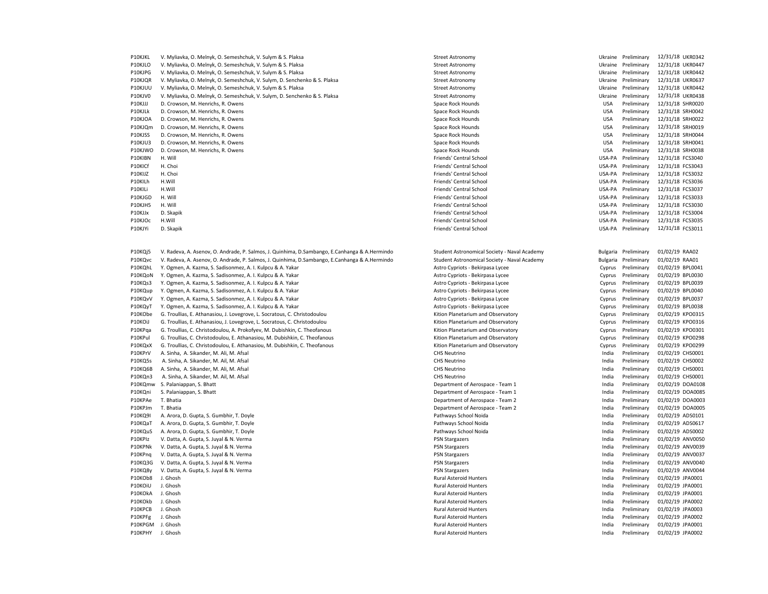| | | | | | | |
|---|---|---|---|---|---|---|
| P10KJKL | V. Myliavka, O. Melnyk, O. Semeshchuk, V. Sulym & S. Plaksa | Street Astronomy | Ukraine | Preliminary | 12/31/18 | UKR0342 |
| P10KJLO | V. Myliavka, O. Melnyk, O. Semeshchuk, V. Sulym & S. Plaksa | Street Astronomy | Ukraine | Preliminary | 12/31/18 | UKR0447 |
| P10KJPG | V. Myliavka, O. Melnyk, O. Semeshchuk, V. Sulym & S. Plaksa | Street Astronomy | Ukraine | Preliminary | 12/31/18 | UKR0442 |
| P10KJQR | V. Myliavka, O. Melnyk, O. Semeshchuk, V. Sulym, D. Senchenko & S. Plaksa | Street Astronomy | Ukraine | Preliminary | 12/31/18 | UKR0637 |
| P10KJUU | V. Myliavka, O. Melnyk, O. Semeshchuk, V. Sulym & S. Plaksa | Street Astronomy | Ukraine | Preliminary | 12/31/18 | UKR0442 |
| P10KJV0 | V. Myliavka, O. Melnyk, O. Semeshchuk, V. Sulym, D. Senchenko & S. Plaksa | Street Astronomy | Ukraine | Preliminary | 12/31/18 | UKR0438 |
| P10KJJJ | D. Crowson, M. Henrichs, R. Owens | Space Rock Hounds | USA | Preliminary | 12/31/18 | SHR0020 |
| P10KJLk | D. Crowson, M. Henrichs, R. Owens | Space Rock Hounds | USA | Preliminary | 12/31/18 | SRH0042 |
| P10KJOA | D. Crowson, M. Henrichs, R. Owens | Space Rock Hounds | USA | Preliminary | 12/31/18 | SRH0022 |
| P10KJQm | D. Crowson, M. Henrichs, R. Owens | Space Rock Hounds | USA | Preliminary | 12/31/18 | SRH0019 |
| P10KJSS | D. Crowson, M. Henrichs, R. Owens | Space Rock Hounds | USA | Preliminary | 12/31/18 | SRH0044 |
| P10KJU3 | D. Crowson, M. Henrichs, R. Owens | Space Rock Hounds | USA | Preliminary | 12/31/18 | SRH0041 |
| P10KJWO | D. Crowson, M. Henrichs, R. Owens | Space Rock Hounds | USA | Preliminary | 12/31/18 | SRH0038 |
| P10KIBN | H. Will | Friends' Central School | USA-PA | Preliminary | 12/31/18 | FCS3040 |
| P10KICf | H. Choi | Friends' Central School | USA-PA | Preliminary | 12/31/18 | FCS3043 |
| P10KIJZ | H. Choi | Friends' Central School | USA-PA | Preliminary | 12/31/18 | FCS3032 |
| P10KILh | H.Will | Friends' Central School | USA-PA | Preliminary | 12/31/18 | FCS3036 |
| P10KILi | H.Will | Friends' Central School | USA-PA | Preliminary | 12/31/18 | FCS3037 |
| P10KJGD | H. Will | Friends' Central School | USA-PA | Preliminary | 12/31/18 | FCS3033 |
| P10KJH5 | H. Will | Friends' Central School | USA-PA | Preliminary | 12/31/18 | FCS3030 |
| P10KJJx | D. Skapik | Friends' Central School | USA-PA | Preliminary | 12/31/18 | FCS3004 |
| P10KJOc | H.Will | Friends' Central School | USA-PA | Preliminary | 12/31/18 | FCS3035 |
| P10KJYi | D. Skapik | Friends' Central School | USA-PA | Preliminary | 12/31/18 | FCS3011 |
| | | | | | | |
| P10KQj5 | V. Radeva, A. Asenov, O. Andrade, P. Salmos, J. Quinhima, D.Sambango, E.Canhanga & A.Hermindo | Student Astronomical Society - Naval Academy | Bulgaria | Preliminary | 01/02/19 | RAA02 |
| P10KQvc | V. Radeva, A. Asenov, O. Andrade, P. Salmos, J. Quinhima, D.Sambango, E.Canhanga & A.Hermindo | Student Astronomical Society - Naval Academy | Bulgaria | Preliminary | 01/02/19 | RAA01 |
| P10KQhL | Y. Ogmen, A. Kazma, S. Sadisonmez, A. I. Kulpcu & A. Yakar | Astro Cypriots - Bekirpasa Lycee | Cyprus | Preliminary | 01/02/19 | BPL0041 |
| P10KQoN | Y. Ogmen, A. Kazma, S. Sadisonmez, A. I. Kulpcu & A. Yakar | Astro Cypriots - Bekirpasa Lycee | Cyprus | Preliminary | 01/02/19 | BPL0030 |
| P10KQs3 | Y. Ogmen, A. Kazma, S. Sadisonmez, A. I. Kulpcu & A. Yakar | Astro Cypriots - Bekirpasa Lycee | Cyprus | Preliminary | 01/02/19 | BPL0039 |
| P10KQup | Y. Ogmen, A. Kazma, S. Sadisonmez, A. I. Kulpcu & A. Yakar | Astro Cypriots - Bekirpasa Lycee | Cyprus | Preliminary | 01/02/19 | BPL0040 |
| P10KQvV | Y. Ogmen, A. Kazma, S. Sadisonmez, A. I. Kulpcu & A. Yakar | Astro Cypriots - Bekirpasa Lycee | Cyprus | Preliminary | 01/02/19 | BPL0037 |
| P10KQyT | Y. Ogmen, A. Kazma, S. Sadisonmez, A. I. Kulpcu & A. Yakar | Astro Cypriots - Bekirpasa Lycee | Cyprus | Preliminary | 01/02/19 | BPL0038 |
| P10KObe | G. Troullias, E. Athanasiou, J. Lovegrove, L. Socratous, C. Christodoulou | Kition Planetarium and Observatory | Cyprus | Preliminary | 01/02/19 | KPO0315 |
| P10KOiJ | G. Troullias, E. Athanasiou, J. Lovegrove, L. Socratous, C. Christodoulou | Kition Planetarium and Observatory | Cyprus | Preliminary | 01/02/19 | KPO0316 |
| P10KPqa | G. Troullias, C. Christodoulou, A. Prokofyev, M. Dubishkin, C. Theofanous | Kition Planetarium and Observatory | Cyprus | Preliminary | 01/02/19 | KPO0301 |
| P10KPul | G. Troullias, C. Christodoulou, E. Athanasiou, M. Dubishkin, C. Theofanous | Kition Planetarium and Observatory | Cyprus | Preliminary | 01/02/19 | KPO0298 |
| P10KQxX | G. Troullias, C. Christodoulou, E. Athanasiou, M. Dubishkin, C. Theofanous | Kition Planetarium and Observatory | Cyprus | Preliminary | 01/02/19 | KPO0299 |
| P10KPrV | A. Sinha, A. Sikander, M. Ali, M. Afsal | CHS Neutrino | India | Preliminary | 01/02/19 | CHS0001 |
| P10KQ5s | A. Sinha, A. Sikander, M. Ail, M. Afsal | CHS Neutrino | India | Preliminary | 01/02/19 | CHS0002 |
| P10KQ6B | A. Sinha, A. Sikander, M. Ail, M. Afsal | CHS Neutrino | India | Preliminary | 01/02/19 | CHS0001 |
| P10KQn3 | A. Sinha, A. Sikander, M. Ail, M. Afsal | CHS Neutrino | India | Preliminary | 01/02/19 | CHS0001 |
| P10KQmw | S. Palaniappan, S. Bhatt | Department of Aerospace - Team 1 | India | Preliminary | 01/02/19 | DOA0108 |
| P10KQni | S. Palaniappan, S. Bhatt | Department of Aerospace - Team 1 | India | Preliminary | 01/02/19 | DOA0085 |
| P10KPAe | T. Bhatia | Department of Aerospace - Team 2 | India | Preliminary | 01/02/19 | DOA0003 |
| P10KPJm | T. Bhatia | Department of Aerospace - Team 2 | India | Preliminary | 01/02/19 | DOA0005 |
| P10KQ9l | A. Arora, D. Gupta, S. Gumbhir, T. Doyle | Pathways School Noida | India | Preliminary | 01/02/19 | ADS0101 |
| P10KQaT | A. Arora, D. Gupta, S. Gumbhir, T. Doyle | Pathways School Noida | India | Preliminary | 01/02/19 | ADS0617 |
| P10KQuS | A. Arora, D. Gupta, S. Gumbhir, T. Doyle | Pathways School Noida | India | Preliminary | 01/02/19 | ADS0002 |
| P10KPlz | V. Datta, A. Gupta, S. Juyal & N. Verma | PSN Stargazers | India | Preliminary | 01/02/19 | ANV0050 |
| P10KPNk | V. Datta, A. Gupta, S. Juyal & N. Verma | PSN Stargazers | India | Preliminary | 01/02/19 | ANV0039 |
| P10KPnq | V. Datta, A. Gupta, S. Juyal & N. Verma | PSN Stargazers | India | Preliminary | 01/02/19 | ANV0037 |
| P10KQ3G | V. Datta, A. Gupta, S. Juyal & N. Verma | PSN Stargazers | India | Preliminary | 01/02/19 | ANV0040 |
| P10KQ8y | V. Datta, A. Gupta, S. Juyal & N. Verma | PSN Stargazers | India | Preliminary | 01/02/19 | ANV0044 |
| P10KOb8 | J. Ghosh | Rural Asteroid Hunters | India | Preliminary | 01/02/19 | JPA0001 |
| P10KOiU | J. Ghosh | Rural Asteroid Hunters | India | Preliminary | 01/02/19 | JPA0001 |
| P10KOkA | J. Ghosh | Rural Asteroid Hunters | India | Preliminary | 01/02/19 | JPA0001 |
| P10KOkb | J. Ghosh | Rural Asteroid Hunters | India | Preliminary | 01/02/19 | JPA0002 |
| P10KPCB | J. Ghosh | Rural Asteroid Hunters | India | Preliminary | 01/02/19 | JPA0003 |
| P10KPFg | J. Ghosh | Rural Asteroid Hunters | India | Preliminary | 01/02/19 | JPA0002 |
| P10KPGM | J. Ghosh | Rural Asteroid Hunters | India | Preliminary | 01/02/19 | JPA0001 |
| P10KPHY | J. Ghosh | Rural Asteroid Hunters | India | Preliminary | 01/02/19 | JPA0002 |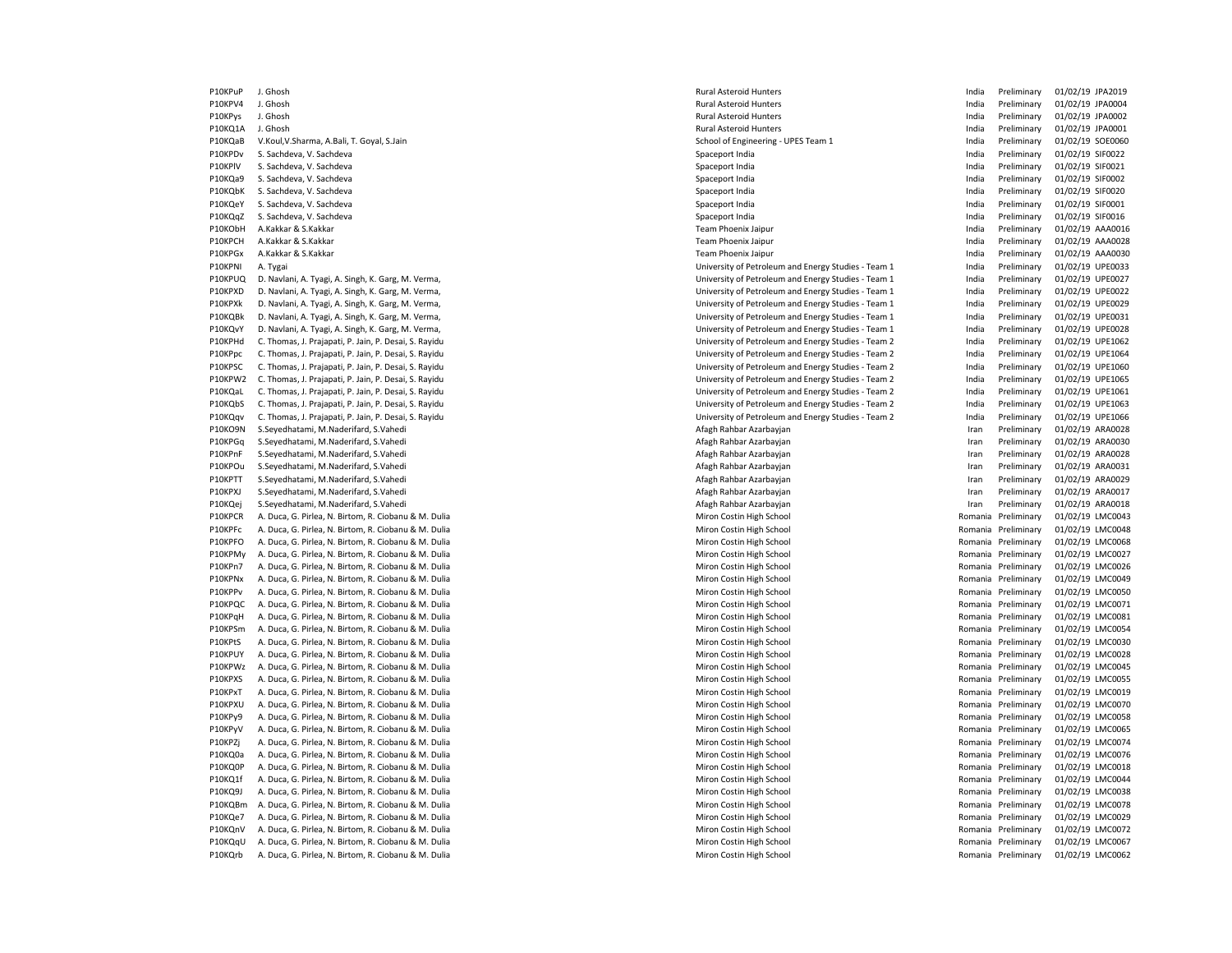| | | | | | | |
|---|---|---|---|---|---|---|
| P10KPuP | J. Ghosh | Rural Asteroid Hunters | India | Preliminary | 01/02/19 | JPA2019 |
| P10KPV4 | J. Ghosh | Rural Asteroid Hunters | India | Preliminary | 01/02/19 | JPA0004 |
| P10KPys | J. Ghosh | Rural Asteroid Hunters | India | Preliminary | 01/02/19 | JPA0002 |
| P10KQ1A | J. Ghosh | Rural Asteroid Hunters | India | Preliminary | 01/02/19 | JPA0001 |
| P10KQaB | V.Koul,V.Sharma, A.Bali, T. Goyal, S.Jain | School of Engineering - UPES Team 1 | India | Preliminary | 01/02/19 | SOE0060 |
| P10KPDv | S. Sachdeva, V. Sachdeva | Spaceport India | India | Preliminary | 01/02/19 | SIF0022 |
| P10KPlV | S. Sachdeva, V. Sachdeva | Spaceport India | India | Preliminary | 01/02/19 | SIF0021 |
| P10KQa9 | S. Sachdeva, V. Sachdeva | Spaceport India | India | Preliminary | 01/02/19 | SIF0002 |
| P10KQbK | S. Sachdeva, V. Sachdeva | Spaceport India | India | Preliminary | 01/02/19 | SIF0020 |
| P10KQeY | S. Sachdeva, V. Sachdeva | Spaceport India | India | Preliminary | 01/02/19 | SIF0001 |
| P10KQqZ | S. Sachdeva, V. Sachdeva | Spaceport India | India | Preliminary | 01/02/19 | SIF0016 |
| P10KObH | A.Kakkar & S.Kakkar | Team Phoenix Jaipur | India | Preliminary | 01/02/19 | AAA0016 |
| P10KPCH | A.Kakkar & S.Kakkar | Team Phoenix Jaipur | India | Preliminary | 01/02/19 | AAA0028 |
| P10KPGx | A.Kakkar & S.Kakkar | Team Phoenix Jaipur | India | Preliminary | 01/02/19 | AAA0030 |
| P10KPNl | A. Tygai | University of Petroleum and Energy Studies - Team 1 | India | Preliminary | 01/02/19 | UPE0033 |
| P10KPUQ | D. Navlani, A. Tyagi, A. Singh, K. Garg, M. Verma, | University of Petroleum and Energy Studies - Team 1 | India | Preliminary | 01/02/19 | UPE0027 |
| P10KPXD | D. Navlani, A. Tyagi, A. Singh, K. Garg, M. Verma, | University of Petroleum and Energy Studies - Team 1 | India | Preliminary | 01/02/19 | UPE0022 |
| P10KPXk | D. Navlani, A. Tyagi, A. Singh, K. Garg, M. Verma, | University of Petroleum and Energy Studies - Team 1 | India | Preliminary | 01/02/19 | UPE0029 |
| P10KQBk | D. Navlani, A. Tyagi, A. Singh, K. Garg, M. Verma, | University of Petroleum and Energy Studies - Team 1 | India | Preliminary | 01/02/19 | UPE0031 |
| P10KQvY | D. Navlani, A. Tyagi, A. Singh, K. Garg, M. Verma, | University of Petroleum and Energy Studies - Team 1 | India | Preliminary | 01/02/19 | UPE0028 |
| P10KPHd | C. Thomas, J. Prajapati, P. Jain, P. Desai, S. Rayidu | University of Petroleum and Energy Studies - Team 2 | India | Preliminary | 01/02/19 | UPE1062 |
| P10KPpc | C. Thomas, J. Prajapati, P. Jain, P. Desai, S. Rayidu | University of Petroleum and Energy Studies - Team 2 | India | Preliminary | 01/02/19 | UPE1064 |
| P10KPSC | C. Thomas, J. Prajapati, P. Jain, P. Desai, S. Rayidu | University of Petroleum and Energy Studies - Team 2 | India | Preliminary | 01/02/19 | UPE1060 |
| P10KPW2 | C. Thomas, J. Prajapati, P. Jain, P. Desai, S. Rayidu | University of Petroleum and Energy Studies - Team 2 | India | Preliminary | 01/02/19 | UPE1065 |
| P10KQaL | C. Thomas, J. Prajapati, P. Jain, P. Desai, S. Rayidu | University of Petroleum and Energy Studies - Team 2 | India | Preliminary | 01/02/19 | UPE1061 |
| P10KQbS | C. Thomas, J. Prajapati, P. Jain, P. Desai, S. Rayidu | University of Petroleum and Energy Studies - Team 2 | India | Preliminary | 01/02/19 | UPE1063 |
| P10KQqv | C. Thomas, J. Prajapati, P. Jain, P. Desai, S. Rayidu | University of Petroleum and Energy Studies - Team 2 | India | Preliminary | 01/02/19 | UPE1066 |
| P10KO9N | S.Seyedhatami, M.Naderifard, S.Vahedi | Afagh Rahbar Azarbayjan | Iran | Preliminary | 01/02/19 | ARA0028 |
| P10KPGq | S.Seyedhatami, M.Naderifard, S.Vahedi | Afagh Rahbar Azarbayjan | Iran | Preliminary | 01/02/19 | ARA0030 |
| P10KPnF | S.Seyedhatami, M.Naderifard, S.Vahedi | Afagh Rahbar Azarbayjan | Iran | Preliminary | 01/02/19 | ARA0028 |
| P10KPOu | S.Seyedhatami, M.Naderifard, S.Vahedi | Afagh Rahbar Azarbayjan | Iran | Preliminary | 01/02/19 | ARA0031 |
| P10KPTT | S.Seyedhatami, M.Naderifard, S.Vahedi | Afagh Rahbar Azarbayjan | Iran | Preliminary | 01/02/19 | ARA0029 |
| P10KPXJ | S.Seyedhatami, M.Naderifard, S.Vahedi | Afagh Rahbar Azarbayjan | Iran | Preliminary | 01/02/19 | ARA0017 |
| P10KQej | S.Seyedhatami, M.Naderifard, S.Vahedi | Afagh Rahbar Azarbayjan | Iran | Preliminary | 01/02/19 | ARA0018 |
| P10KPCR | A. Duca, G. Pirlea, N. Birtom, R. Ciobanu & M. Dulia | Miron Costin High School | Romania | Preliminary | 01/02/19 | LMC0043 |
| P10KPFc | A. Duca, G. Pirlea, N. Birtom, R. Ciobanu & M. Dulia | Miron Costin High School | Romania | Preliminary | 01/02/19 | LMC0048 |
| P10KPFO | A. Duca, G. Pirlea, N. Birtom, R. Ciobanu & M. Dulia | Miron Costin High School | Romania | Preliminary | 01/02/19 | LMC0068 |
| P10KPMy | A. Duca, G. Pirlea, N. Birtom, R. Ciobanu & M. Dulia | Miron Costin High School | Romania | Preliminary | 01/02/19 | LMC0027 |
| P10KPn7 | A. Duca, G. Pirlea, N. Birtom, R. Ciobanu & M. Dulia | Miron Costin High School | Romania | Preliminary | 01/02/19 | LMC0026 |
| P10KPNx | A. Duca, G. Pirlea, N. Birtom, R. Ciobanu & M. Dulia | Miron Costin High School | Romania | Preliminary | 01/02/19 | LMC0049 |
| P10KPPv | A. Duca, G. Pirlea, N. Birtom, R. Ciobanu & M. Dulia | Miron Costin High School | Romania | Preliminary | 01/02/19 | LMC0050 |
| P10KPQC | A. Duca, G. Pirlea, N. Birtom, R. Ciobanu & M. Dulia | Miron Costin High School | Romania | Preliminary | 01/02/19 | LMC0071 |
| P10KPqH | A. Duca, G. Pirlea, N. Birtom, R. Ciobanu & M. Dulia | Miron Costin High School | Romania | Preliminary | 01/02/19 | LMC0081 |
| P10KPSm | A. Duca, G. Pirlea, N. Birtom, R. Ciobanu & M. Dulia | Miron Costin High School | Romania | Preliminary | 01/02/19 | LMC0054 |
| P10KPtS | A. Duca, G. Pirlea, N. Birtom, R. Ciobanu & M. Dulia | Miron Costin High School | Romania | Preliminary | 01/02/19 | LMC0030 |
| P10KPUY | A. Duca, G. Pirlea, N. Birtom, R. Ciobanu & M. Dulia | Miron Costin High School | Romania | Preliminary | 01/02/19 | LMC0028 |
| P10KPWz | A. Duca, G. Pirlea, N. Birtom, R. Ciobanu & M. Dulia | Miron Costin High School | Romania | Preliminary | 01/02/19 | LMC0045 |
| P10KPXS | A. Duca, G. Pirlea, N. Birtom, R. Ciobanu & M. Dulia | Miron Costin High School | Romania | Preliminary | 01/02/19 | LMC0055 |
| P10KPxT | A. Duca, G. Pirlea, N. Birtom, R. Ciobanu & M. Dulia | Miron Costin High School | Romania | Preliminary | 01/02/19 | LMC0019 |
| P10KPXU | A. Duca, G. Pirlea, N. Birtom, R. Ciobanu & M. Dulia | Miron Costin High School | Romania | Preliminary | 01/02/19 | LMC0070 |
| P10KPy9 | A. Duca, G. Pirlea, N. Birtom, R. Ciobanu & M. Dulia | Miron Costin High School | Romania | Preliminary | 01/02/19 | LMC0058 |
| P10KPyV | A. Duca, G. Pirlea, N. Birtom, R. Ciobanu & M. Dulia | Miron Costin High School | Romania | Preliminary | 01/02/19 | LMC0065 |
| P10KPZj | A. Duca, G. Pirlea, N. Birtom, R. Ciobanu & M. Dulia | Miron Costin High School | Romania | Preliminary | 01/02/19 | LMC0074 |
| P10KQ0a | A. Duca, G. Pirlea, N. Birtom, R. Ciobanu & M. Dulia | Miron Costin High School | Romania | Preliminary | 01/02/19 | LMC0076 |
| P10KQ0P | A. Duca, G. Pirlea, N. Birtom, R. Ciobanu & M. Dulia | Miron Costin High School | Romania | Preliminary | 01/02/19 | LMC0018 |
| P10KQ1f | A. Duca, G. Pirlea, N. Birtom, R. Ciobanu & M. Dulia | Miron Costin High School | Romania | Preliminary | 01/02/19 | LMC0044 |
| P10KQ9J | A. Duca, G. Pirlea, N. Birtom, R. Ciobanu & M. Dulia | Miron Costin High School | Romania | Preliminary | 01/02/19 | LMC0038 |
| P10KQBm | A. Duca, G. Pirlea, N. Birtom, R. Ciobanu & M. Dulia | Miron Costin High School | Romania | Preliminary | 01/02/19 | LMC0078 |
| P10KQe7 | A. Duca, G. Pirlea, N. Birtom, R. Ciobanu & M. Dulia | Miron Costin High School | Romania | Preliminary | 01/02/19 | LMC0029 |
| P10KQnV | A. Duca, G. Pirlea, N. Birtom, R. Ciobanu & M. Dulia | Miron Costin High School | Romania | Preliminary | 01/02/19 | LMC0072 |
| P10KQqU | A. Duca, G. Pirlea, N. Birtom, R. Ciobanu & M. Dulia | Miron Costin High School | Romania | Preliminary | 01/02/19 | LMC0067 |
| P10KQrb | A. Duca, G. Pirlea, N. Birtom, R. Ciobanu & M. Dulia | Miron Costin High School | Romania | Preliminary | 01/02/19 | LMC0062 |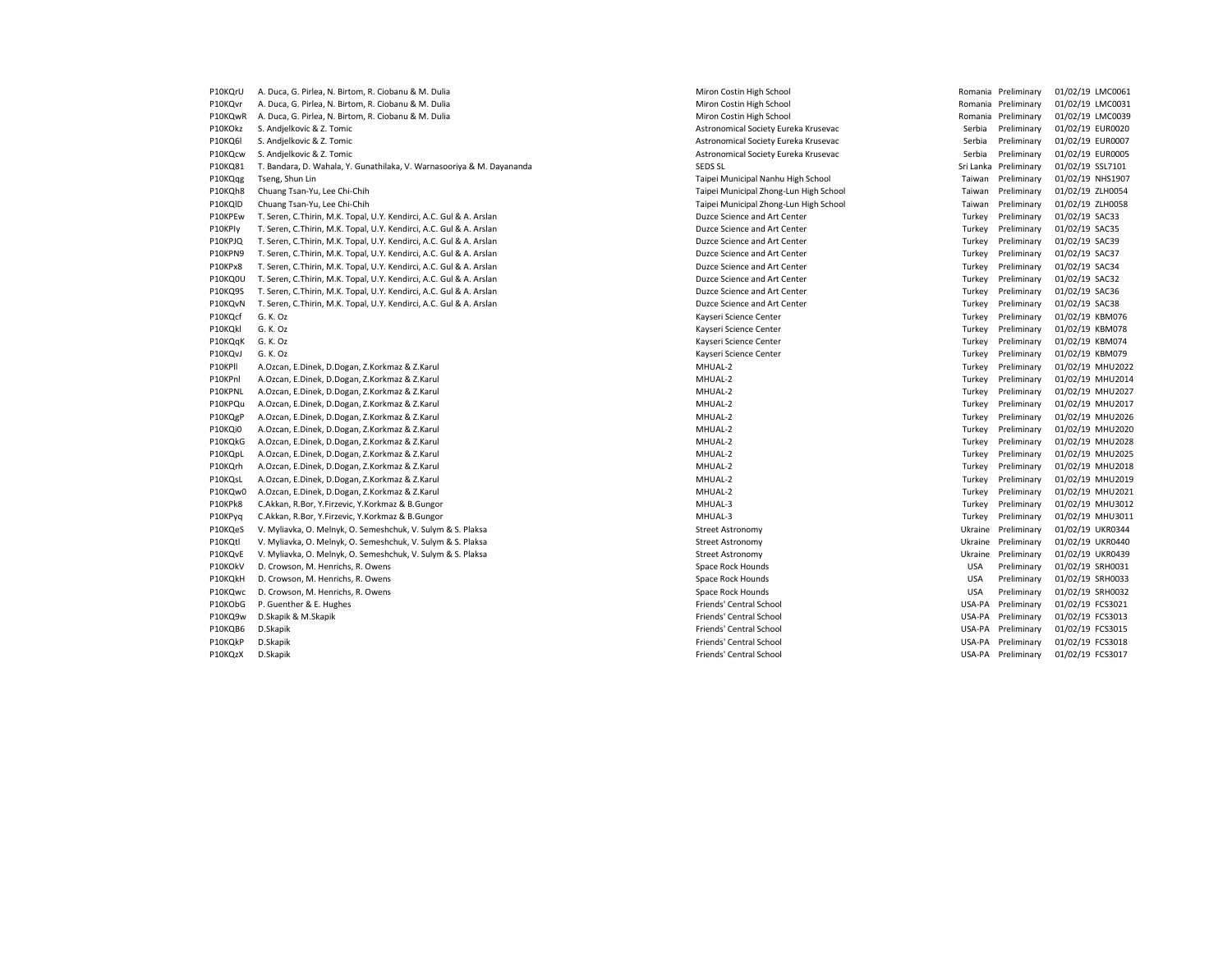| | | | | | | |
|---|---|---|---|---|---|---|
| P10KQrU | A. Duca, G. Pirlea, N. Birtom, R. Ciobanu & M. Dulia | Miron Costin High School | Romania | Preliminary | 01/02/19 | LMC0061 |
| P10KQvr | A. Duca, G. Pirlea, N. Birtom, R. Ciobanu & M. Dulia | Miron Costin High School | Romania | Preliminary | 01/02/19 | LMC0031 |
| P10KQwR | A. Duca, G. Pirlea, N. Birtom, R. Ciobanu & M. Dulia | Miron Costin High School | Romania | Preliminary | 01/02/19 | LMC0039 |
| P10KOkz | S. Andjelkovic & Z. Tomic | Astronomical Society Eureka Krusevac | Serbia | Preliminary | 01/02/19 | EUR0020 |
| P10KQ6l | S. Andjelkovic & Z. Tomic | Astronomical Society Eureka Krusevac | Serbia | Preliminary | 01/02/19 | EUR0007 |
| P10KQcw | S. Andjelkovic & Z. Tomic | Astronomical Society Eureka Krusevac | Serbia | Preliminary | 01/02/19 | EUR0005 |
| P10KQ81 | T. Bandara, D. Wahala, Y. Gunathilaka, V. Warnasooriya & M. Dayananda | SEDS SL | Sri Lanka | Preliminary | 01/02/19 | SSL7101 |
| P10KQqg | Tseng, Shun Lin | Taipei Municipal Nanhu High School | Taiwan | Preliminary | 01/02/19 | NHS1907 |
| P10KQh8 | Chuang Tsan-Yu, Lee Chi-Chih | Taipei Municipal Zhong-Lun High School | Taiwan | Preliminary | 01/02/19 | ZLH0054 |
| P10KQlD | Chuang Tsan-Yu, Lee Chi-Chih | Taipei Municipal Zhong-Lun High School | Taiwan | Preliminary | 01/02/19 | ZLH0058 |
| P10KPEw | T. Seren, C.Thirin, M.K. Topal, U.Y. Kendirci, A.C. Gul & A. Arslan | Duzce Science and Art Center | Turkey | Preliminary | 01/02/19 | SAC33 |
| P10KPIy | T. Seren, C.Thirin, M.K. Topal, U.Y. Kendirci, A.C. Gul & A. Arslan | Duzce Science and Art Center | Turkey | Preliminary | 01/02/19 | SAC35 |
| P10KPJQ | T. Seren, C.Thirin, M.K. Topal, U.Y. Kendirci, A.C. Gul & A. Arslan | Duzce Science and Art Center | Turkey | Preliminary | 01/02/19 | SAC39 |
| P10KPN9 | T. Seren, C.Thirin, M.K. Topal, U.Y. Kendirci, A.C. Gul & A. Arslan | Duzce Science and Art Center | Turkey | Preliminary | 01/02/19 | SAC37 |
| P10KPx8 | T. Seren, C.Thirin, M.K. Topal, U.Y. Kendirci, A.C. Gul & A. Arslan | Duzce Science and Art Center | Turkey | Preliminary | 01/02/19 | SAC34 |
| P10KQ0U | T. Seren, C.Thirin, M.K. Topal, U.Y. Kendirci, A.C. Gul & A. Arslan | Duzce Science and Art Center | Turkey | Preliminary | 01/02/19 | SAC32 |
| P10KQ9S | T. Seren, C.Thirin, M.K. Topal, U.Y. Kendirci, A.C. Gul & A. Arslan | Duzce Science and Art Center | Turkey | Preliminary | 01/02/19 | SAC36 |
| P10KQvN | T. Seren, C.Thirin, M.K. Topal, U.Y. Kendirci, A.C. Gul & A. Arslan | Duzce Science and Art Center | Turkey | Preliminary | 01/02/19 | SAC38 |
| P10KQcf | G. K. Oz | Kayseri Science Center | Turkey | Preliminary | 01/02/19 | KBM076 |
| P10KQkl | G. K. Oz | Kayseri Science Center | Turkey | Preliminary | 01/02/19 | KBM078 |
| P10KQqK | G. K. Oz | Kayseri Science Center | Turkey | Preliminary | 01/02/19 | KBM074 |
| P10KQvJ | G. K. Oz | Kayseri Science Center | Turkey | Preliminary | 01/02/19 | KBM079 |
| P10KPll | A.Ozcan, E.Dinek, D.Dogan, Z.Korkmaz & Z.Karul | MHUAL-2 | Turkey | Preliminary | 01/02/19 | MHU2022 |
| P10KPnl | A.Ozcan, E.Dinek, D.Dogan, Z.Korkmaz & Z.Karul | MHUAL-2 | Turkey | Preliminary | 01/02/19 | MHU2014 |
| P10KPNL | A.Ozcan, E.Dinek, D.Dogan, Z.Korkmaz & Z.Karul | MHUAL-2 | Turkey | Preliminary | 01/02/19 | MHU2027 |
| P10KPQu | A.Ozcan, E.Dinek, D.Dogan, Z.Korkmaz & Z.Karul | MHUAL-2 | Turkey | Preliminary | 01/02/19 | MHU2017 |
| P10KQgP | A.Ozcan, E.Dinek, D.Dogan, Z.Korkmaz & Z.Karul | MHUAL-2 | Turkey | Preliminary | 01/02/19 | MHU2026 |
| P10KQi0 | A.Ozcan, E.Dinek, D.Dogan, Z.Korkmaz & Z.Karul | MHUAL-2 | Turkey | Preliminary | 01/02/19 | MHU2020 |
| P10KQkG | A.Ozcan, E.Dinek, D.Dogan, Z.Korkmaz & Z.Karul | MHUAL-2 | Turkey | Preliminary | 01/02/19 | MHU2028 |
| P10KQpL | A.Ozcan, E.Dinek, D.Dogan, Z.Korkmaz & Z.Karul | MHUAL-2 | Turkey | Preliminary | 01/02/19 | MHU2025 |
| P10KQrh | A.Ozcan, E.Dinek, D.Dogan, Z.Korkmaz & Z.Karul | MHUAL-2 | Turkey | Preliminary | 01/02/19 | MHU2018 |
| P10KQsL | A.Ozcan, E.Dinek, D.Dogan, Z.Korkmaz & Z.Karul | MHUAL-2 | Turkey | Preliminary | 01/02/19 | MHU2019 |
| P10KQw0 | A.Ozcan, E.Dinek, D.Dogan, Z.Korkmaz & Z.Karul | MHUAL-2 | Turkey | Preliminary | 01/02/19 | MHU2021 |
| P10KPk8 | C.Akkan, R.Bor, Y.Firzevic, Y.Korkmaz & B.Gungor | MHUAL-3 | Turkey | Preliminary | 01/02/19 | MHU3012 |
| P10KPyq | C.Akkan, R.Bor, Y.Firzevic, Y.Korkmaz & B.Gungor | MHUAL-3 | Turkey | Preliminary | 01/02/19 | MHU3011 |
| P10KQeS | V. Myliavka, O. Melnyk, O. Semeshchuk, V. Sulym & S. Plaksa | Street Astronomy | Ukraine | Preliminary | 01/02/19 | UKR0344 |
| P10KQtl | V. Myliavka, O. Melnyk, O. Semeshchuk, V. Sulym & S. Plaksa | Street Astronomy | Ukraine | Preliminary | 01/02/19 | UKR0440 |
| P10KQvE | V. Myliavka, O. Melnyk, O. Semeshchuk, V. Sulym & S. Plaksa | Street Astronomy | Ukraine | Preliminary | 01/02/19 | UKR0439 |
| P10KOkV | D. Crowson, M. Henrichs, R. Owens | Space Rock Hounds | USA | Preliminary | 01/02/19 | SRH0031 |
| P10KQkH | D. Crowson, M. Henrichs, R. Owens | Space Rock Hounds | USA | Preliminary | 01/02/19 | SRH0033 |
| P10KQwc | D. Crowson, M. Henrichs, R. Owens | Space Rock Hounds | USA | Preliminary | 01/02/19 | SRH0032 |
| P10KObG | P. Guenther & E. Hughes | Friends' Central School | USA-PA | Preliminary | 01/02/19 | FCS3021 |
| P10KQ9w | D.Skapik & M.Skapik | Friends' Central School | USA-PA | Preliminary | 01/02/19 | FCS3013 |
| P10KQB6 | D.Skapik | Friends' Central School | USA-PA | Preliminary | 01/02/19 | FCS3015 |
| P10KQkP | D.Skapik | Friends' Central School | USA-PA | Preliminary | 01/02/19 | FCS3018 |
| P10KQzX | D.Skapik | Friends' Central School | USA-PA | Preliminary | 01/02/19 | FCS3017 |